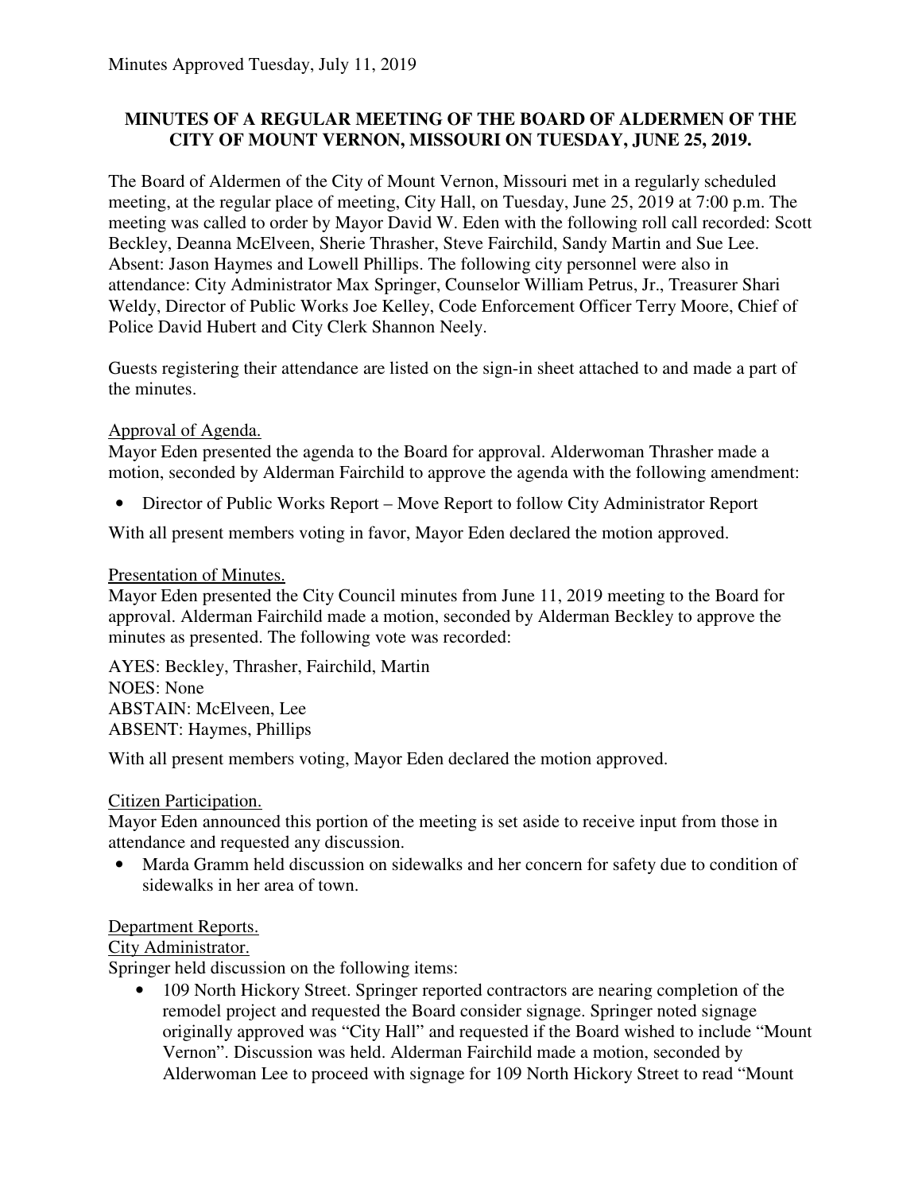Minutes Approved Tuesday, July 11, 2019

**MINUTES OF A REGULAR MEETING OF THE BOARD OF ALDERMEN OF THE CITY OF MOUNT VERNON, MISSOURI ON TUESDAY, JUNE 25, 2019.**

The Board of Aldermen of the City of Mount Vernon, Missouri met in a regularly scheduled meeting, at the regular place of meeting, City Hall, on Tuesday, June 25, 2019 at 7:00 p.m. The meeting was called to order by Mayor David W. Eden with the following roll call recorded: Scott Beckley, Deanna McElveen, Sherie Thrasher, Steve Fairchild, Sandy Martin and Sue Lee. Absent: Jason Haymes and Lowell Phillips. The following city personnel were also in attendance: City Administrator Max Springer, Counselor William Petrus, Jr., Treasurer Shari Weldy, Director of Public Works Joe Kelley, Code Enforcement Officer Terry Moore, Chief of Police David Hubert and City Clerk Shannon Neely.

Guests registering their attendance are listed on the sign-in sheet attached to and made a part of the minutes.

Approval of Agenda.

Mayor Eden presented the agenda to the Board for approval. Alderwoman Thrasher made a motion, seconded by Alderman Fairchild to approve the agenda with the following amendment:

- Director of Public Works Report – Move Report to follow City Administrator Report

With all present members voting in favor, Mayor Eden declared the motion approved.

Presentation of Minutes.

Mayor Eden presented the City Council minutes from June 11, 2019 meeting to the Board for approval. Alderman Fairchild made a motion, seconded by Alderman Beckley to approve the minutes as presented. The following vote was recorded:

AYES: Beckley, Thrasher, Fairchild, Martin
NOES: None
ABSTAIN: McElveen, Lee
ABSENT: Haymes, Phillips

With all present members voting, Mayor Eden declared the motion approved.

Citizen Participation.

Mayor Eden announced this portion of the meeting is set aside to receive input from those in attendance and requested any discussion.

- Marda Gramm held discussion on sidewalks and her concern for safety due to condition of sidewalks in her area of town.

Department Reports.

City Administrator.

Springer held discussion on the following items:

- 109 North Hickory Street. Springer reported contractors are nearing completion of the remodel project and requested the Board consider signage. Springer noted signage originally approved was "City Hall" and requested if the Board wished to include "Mount Vernon". Discussion was held. Alderman Fairchild made a motion, seconded by Alderwoman Lee to proceed with signage for 109 North Hickory Street to read "Mount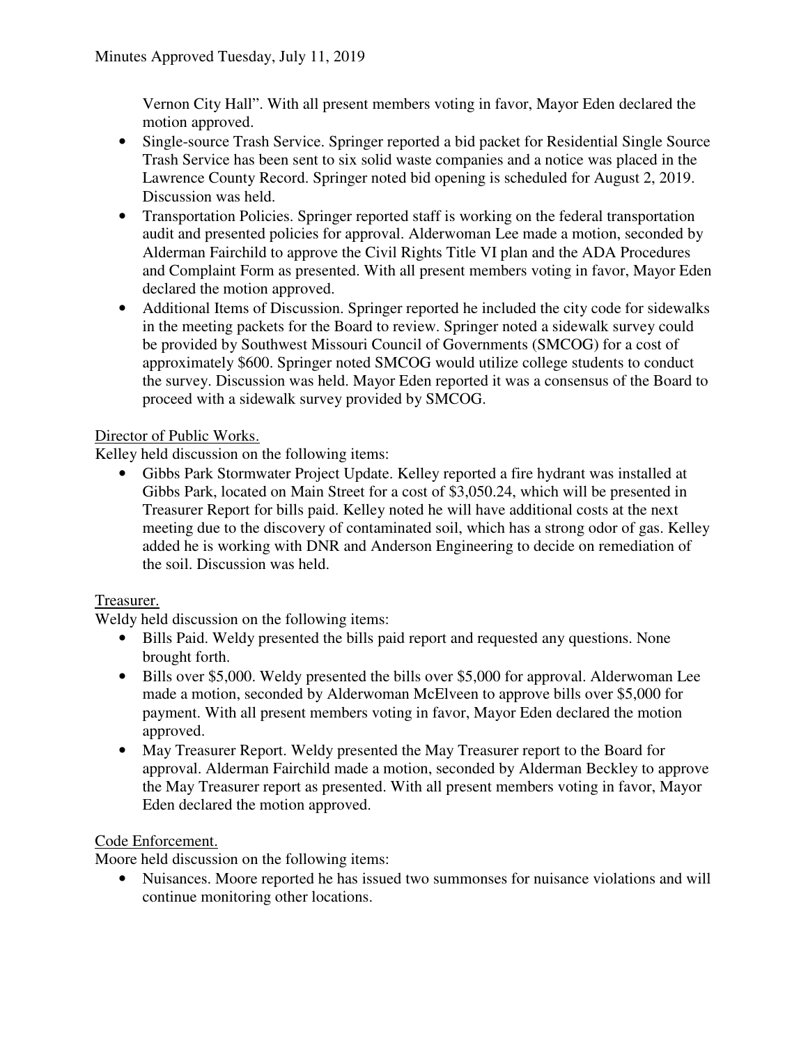Vernon City Hall". With all present members voting in favor, Mayor Eden declared the motion approved.

- Single-source Trash Service. Springer reported a bid packet for Residential Single Source Trash Service has been sent to six solid waste companies and a notice was placed in the Lawrence County Record. Springer noted bid opening is scheduled for August 2, 2019. Discussion was held.
- Transportation Policies. Springer reported staff is working on the federal transportation audit and presented policies for approval. Alderwoman Lee made a motion, seconded by Alderman Fairchild to approve the Civil Rights Title VI plan and the ADA Procedures and Complaint Form as presented. With all present members voting in favor, Mayor Eden declared the motion approved.
- Additional Items of Discussion. Springer reported he included the city code for sidewalks in the meeting packets for the Board to review. Springer noted a sidewalk survey could be provided by Southwest Missouri Council of Governments (SMCOG) for a cost of approximately $600. Springer noted SMCOG would utilize college students to conduct the survey. Discussion was held. Mayor Eden reported it was a consensus of the Board to proceed with a sidewalk survey provided by SMCOG.

Director of Public Works.

Kelley held discussion on the following items:

- Gibbs Park Stormwater Project Update. Kelley reported a fire hydrant was installed at Gibbs Park, located on Main Street for a cost of $3,050.24, which will be presented in Treasurer Report for bills paid. Kelley noted he will have additional costs at the next meeting due to the discovery of contaminated soil, which has a strong odor of gas. Kelley added he is working with DNR and Anderson Engineering to decide on remediation of the soil. Discussion was held.

Treasurer.

Weldy held discussion on the following items:

- Bills Paid. Weldy presented the bills paid report and requested any questions. None brought forth.
- Bills over $5,000. Weldy presented the bills over $5,000 for approval. Alderwoman Lee made a motion, seconded by Alderwoman McElveen to approve bills over $5,000 for payment. With all present members voting in favor, Mayor Eden declared the motion approved.
- May Treasurer Report. Weldy presented the May Treasurer report to the Board for approval. Alderman Fairchild made a motion, seconded by Alderman Beckley to approve the May Treasurer report as presented. With all present members voting in favor, Mayor Eden declared the motion approved.

Code Enforcement.

Moore held discussion on the following items:

- Nuisances. Moore reported he has issued two summonses for nuisance violations and will continue monitoring other locations.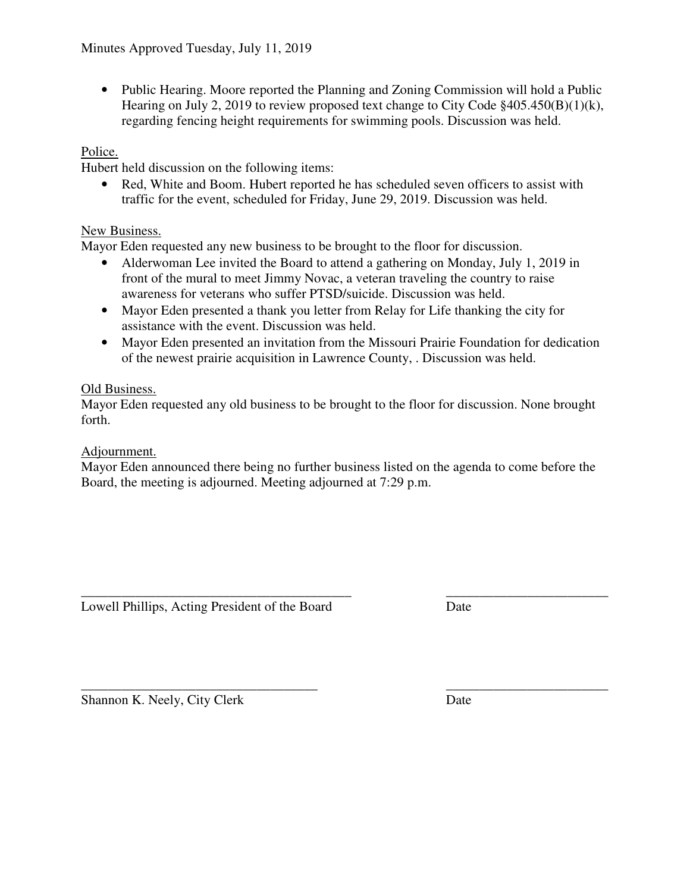Minutes Approved Tuesday, July 11, 2019

- Public Hearing. Moore reported the Planning and Zoning Commission will hold a Public Hearing on July 2, 2019 to review proposed text change to City Code §405.450(B)(1)(k), regarding fencing height requirements for swimming pools. Discussion was held.

Police.
Hubert held discussion on the following items:

- Red, White and Boom. Hubert reported he has scheduled seven officers to assist with traffic for the event, scheduled for Friday, June 29, 2019. Discussion was held.

New Business.
Mayor Eden requested any new business to be brought to the floor for discussion.

- Alderwoman Lee invited the Board to attend a gathering on Monday, July 1, 2019 in front of the mural to meet Jimmy Novac, a veteran traveling the country to raise awareness for veterans who suffer PTSD/suicide. Discussion was held.
- Mayor Eden presented a thank you letter from Relay for Life thanking the city for assistance with the event. Discussion was held.
- Mayor Eden presented an invitation from the Missouri Prairie Foundation for dedication of the newest prairie acquisition in Lawrence County, . Discussion was held.

Old Business.
Mayor Eden requested any old business to be brought to the floor for discussion. None brought forth.

Adjournment.
Mayor Eden announced there being no further business listed on the agenda to come before the Board, the meeting is adjourned. Meeting adjourned at 7:29 p.m.

\_\_\_\_\_\_\_\_\_\_\_\_\_\_\_\_\_\_\_\_\_\_\_\_\_\_\_\_\_\_\_\_\_\_\_\_\_\_\_\_ \_\_\_\_\_\_\_\_\_\_\_\_\_\_\_\_\_\_\_\_\_\_\_\_
Lowell Phillips, Acting President of the Board Date

\_\_\_\_\_\_\_\_\_\_\_\_\_\_\_\_\_\_\_\_\_\_\_\_\_\_\_\_\_\_\_\_\_\_\_\_ \_\_\_\_\_\_\_\_\_\_\_\_\_\_\_\_\_\_\_\_\_\_\_\_
Shannon K. Neely, City Clerk Date